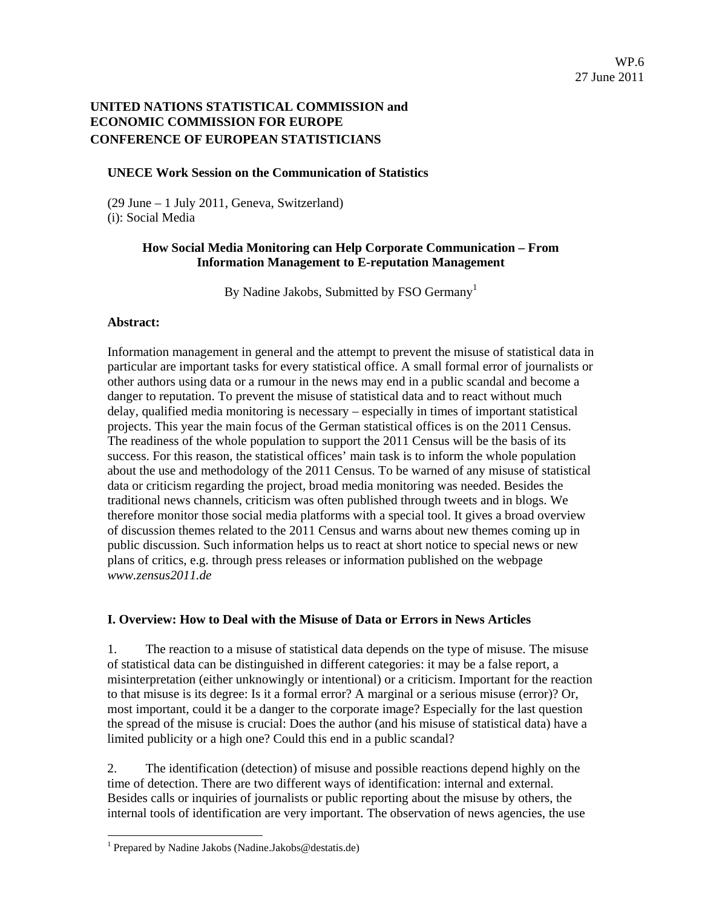WP.6
27 June 2011

**UNITED NATIONS STATISTICAL COMMISSION and**
**ECONOMIC COMMISSION FOR EUROPE**
**CONFERENCE OF EUROPEAN STATISTICIANS**

**UNECE Work Session on the Communication of Statistics**

(29 June – 1 July 2011, Geneva, Switzerland)
(i): Social Media

# How Social Media Monitoring can Help Corporate Communication – From Information Management to E-reputation Management

By Nadine Jakobs, Submitted by FSO Germany[1]

**Abstract:**

Information management in general and the attempt to prevent the misuse of statistical data in particular are important tasks for every statistical office. A small formal error of journalists or other authors using data or a rumour in the news may end in a public scandal and become a danger to reputation. To prevent the misuse of statistical data and to react without much delay, qualified media monitoring is necessary – especially in times of important statistical projects. This year the main focus of the German statistical offices is on the 2011 Census. The readiness of the whole population to support the 2011 Census will be the basis of its success. For this reason, the statistical offices' main task is to inform the whole population about the use and methodology of the 2011 Census. To be warned of any misuse of statistical data or criticism regarding the project, broad media monitoring was needed. Besides the traditional news channels, criticism was often published through tweets and in blogs. We therefore monitor those social media platforms with a special tool. It gives a broad overview of discussion themes related to the 2011 Census and warns about new themes coming up in public discussion. Such information helps us to react at short notice to special news or new plans of critics, e.g. through press releases or information published on the webpage *www.zensus2011.de*

## I. Overview: How to Deal with the Misuse of Data or Errors in News Articles

1. The reaction to a misuse of statistical data depends on the type of misuse. The misuse of statistical data can be distinguished in different categories: it may be a false report, a misinterpretation (either unknowingly or intentional) or a criticism. Important for the reaction to that misuse is its degree: Is it a formal error? A marginal or a serious misuse (error)? Or, most important, could it be a danger to the corporate image? Especially for the last question the spread of the misuse is crucial: Does the author (and his misuse of statistical data) have a limited publicity or a high one? Could this end in a public scandal?

2. The identification (detection) of misuse and possible reactions depend highly on the time of detection. There are two different ways of identification: internal and external. Besides calls or inquiries of journalists or public reporting about the misuse by others, the internal tools of identification are very important. The observation of news agencies, the use

[1] Prepared by Nadine Jakobs (Nadine.Jakobs@destatis.de)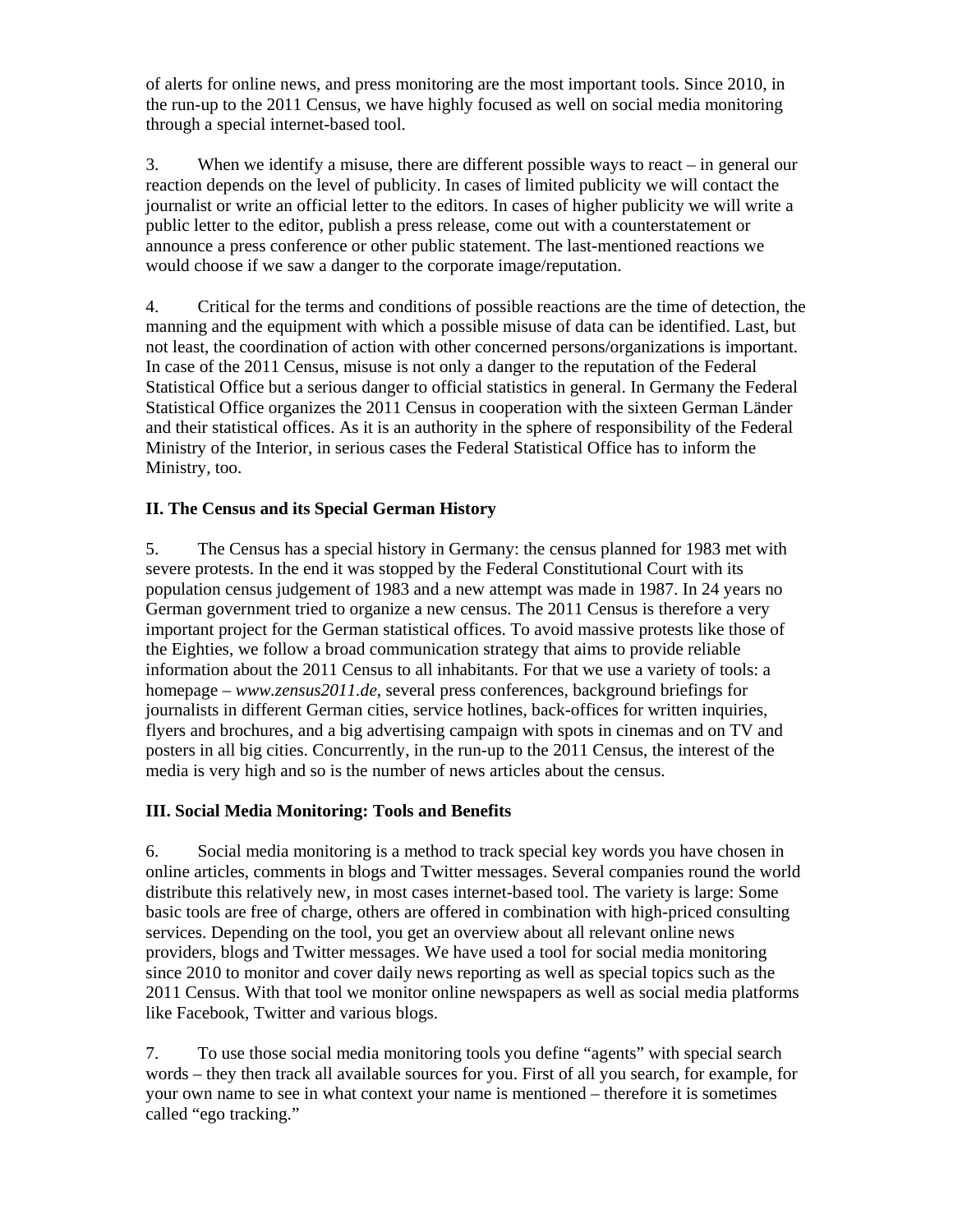of alerts for online news, and press monitoring are the most important tools. Since 2010, in the run-up to the 2011 Census, we have highly focused as well on social media monitoring through a special internet-based tool.

3. When we identify a misuse, there are different possible ways to react – in general our reaction depends on the level of publicity. In cases of limited publicity we will contact the journalist or write an official letter to the editors. In cases of higher publicity we will write a public letter to the editor, publish a press release, come out with a counterstatement or announce a press conference or other public statement. The last-mentioned reactions we would choose if we saw a danger to the corporate image/reputation.

4. Critical for the terms and conditions of possible reactions are the time of detection, the manning and the equipment with which a possible misuse of data can be identified. Last, but not least, the coordination of action with other concerned persons/organizations is important. In case of the 2011 Census, misuse is not only a danger to the reputation of the Federal Statistical Office but a serious danger to official statistics in general. In Germany the Federal Statistical Office organizes the 2011 Census in cooperation with the sixteen German Länder and their statistical offices. As it is an authority in the sphere of responsibility of the Federal Ministry of the Interior, in serious cases the Federal Statistical Office has to inform the Ministry, too.

## II. The Census and its Special German History

5. The Census has a special history in Germany: the census planned for 1983 met with severe protests. In the end it was stopped by the Federal Constitutional Court with its population census judgement of 1983 and a new attempt was made in 1987. In 24 years no German government tried to organize a new census. The 2011 Census is therefore a very important project for the German statistical offices. To avoid massive protests like those of the Eighties, we follow a broad communication strategy that aims to provide reliable information about the 2011 Census to all inhabitants. For that we use a variety of tools: a homepage – *www.zensus2011.de*, several press conferences, background briefings for journalists in different German cities, service hotlines, back-offices for written inquiries, flyers and brochures, and a big advertising campaign with spots in cinemas and on TV and posters in all big cities. Concurrently, in the run-up to the 2011 Census, the interest of the media is very high and so is the number of news articles about the census.

## III. Social Media Monitoring: Tools and Benefits

6. Social media monitoring is a method to track special key words you have chosen in online articles, comments in blogs and Twitter messages. Several companies round the world distribute this relatively new, in most cases internet-based tool. The variety is large: Some basic tools are free of charge, others are offered in combination with high-priced consulting services. Depending on the tool, you get an overview about all relevant online news providers, blogs and Twitter messages. We have used a tool for social media monitoring since 2010 to monitor and cover daily news reporting as well as special topics such as the 2011 Census. With that tool we monitor online newspapers as well as social media platforms like Facebook, Twitter and various blogs.

7. To use those social media monitoring tools you define "agents" with special search words – they then track all available sources for you. First of all you search, for example, for your own name to see in what context your name is mentioned – therefore it is sometimes called "ego tracking."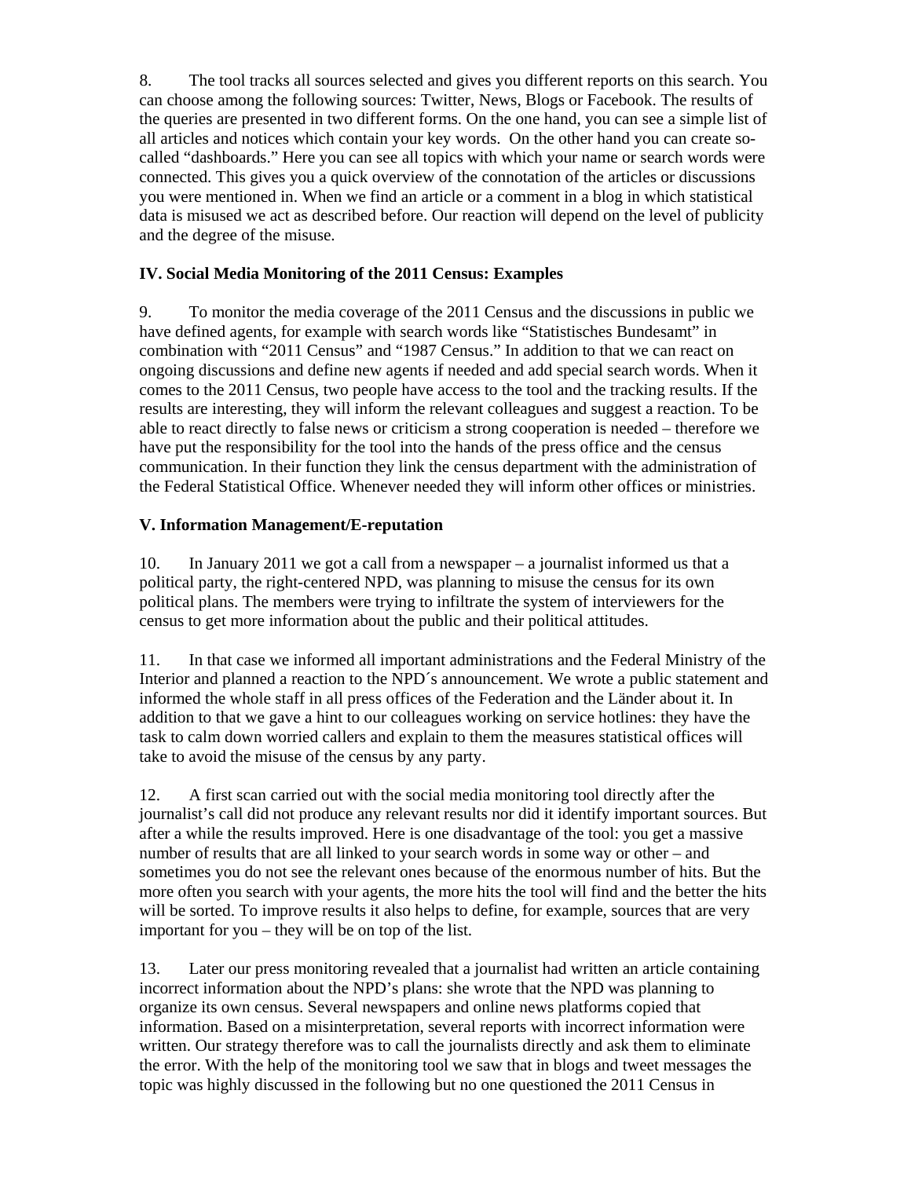8. The tool tracks all sources selected and gives you different reports on this search. You can choose among the following sources: Twitter, News, Blogs or Facebook. The results of the queries are presented in two different forms. On the one hand, you can see a simple list of all articles and notices which contain your key words. On the other hand you can create so-called "dashboards." Here you can see all topics with which your name or search words were connected. This gives you a quick overview of the connotation of the articles or discussions you were mentioned in. When we find an article or a comment in a blog in which statistical data is misused we act as described before. Our reaction will depend on the level of publicity and the degree of the misuse.

## IV. Social Media Monitoring of the 2011 Census: Examples

9. To monitor the media coverage of the 2011 Census and the discussions in public we have defined agents, for example with search words like "Statistisches Bundesamt" in combination with "2011 Census" and "1987 Census." In addition to that we can react on ongoing discussions and define new agents if needed and add special search words. When it comes to the 2011 Census, two people have access to the tool and the tracking results. If the results are interesting, they will inform the relevant colleagues and suggest a reaction. To be able to react directly to false news or criticism a strong cooperation is needed – therefore we have put the responsibility for the tool into the hands of the press office and the census communication. In their function they link the census department with the administration of the Federal Statistical Office. Whenever needed they will inform other offices or ministries.

## V. Information Management/E-reputation

10. In January 2011 we got a call from a newspaper – a journalist informed us that a political party, the right-centered NPD, was planning to misuse the census for its own political plans. The members were trying to infiltrate the system of interviewers for the census to get more information about the public and their political attitudes.

11. In that case we informed all important administrations and the Federal Ministry of the Interior and planned a reaction to the NPD´s announcement. We wrote a public statement and informed the whole staff in all press offices of the Federation and the Länder about it. In addition to that we gave a hint to our colleagues working on service hotlines: they have the task to calm down worried callers and explain to them the measures statistical offices will take to avoid the misuse of the census by any party.

12. A first scan carried out with the social media monitoring tool directly after the journalist's call did not produce any relevant results nor did it identify important sources. But after a while the results improved. Here is one disadvantage of the tool: you get a massive number of results that are all linked to your search words in some way or other – and sometimes you do not see the relevant ones because of the enormous number of hits. But the more often you search with your agents, the more hits the tool will find and the better the hits will be sorted. To improve results it also helps to define, for example, sources that are very important for you – they will be on top of the list.

13. Later our press monitoring revealed that a journalist had written an article containing incorrect information about the NPD's plans: she wrote that the NPD was planning to organize its own census. Several newspapers and online news platforms copied that information. Based on a misinterpretation, several reports with incorrect information were written. Our strategy therefore was to call the journalists directly and ask them to eliminate the error. With the help of the monitoring tool we saw that in blogs and tweet messages the topic was highly discussed in the following but no one questioned the 2011 Census in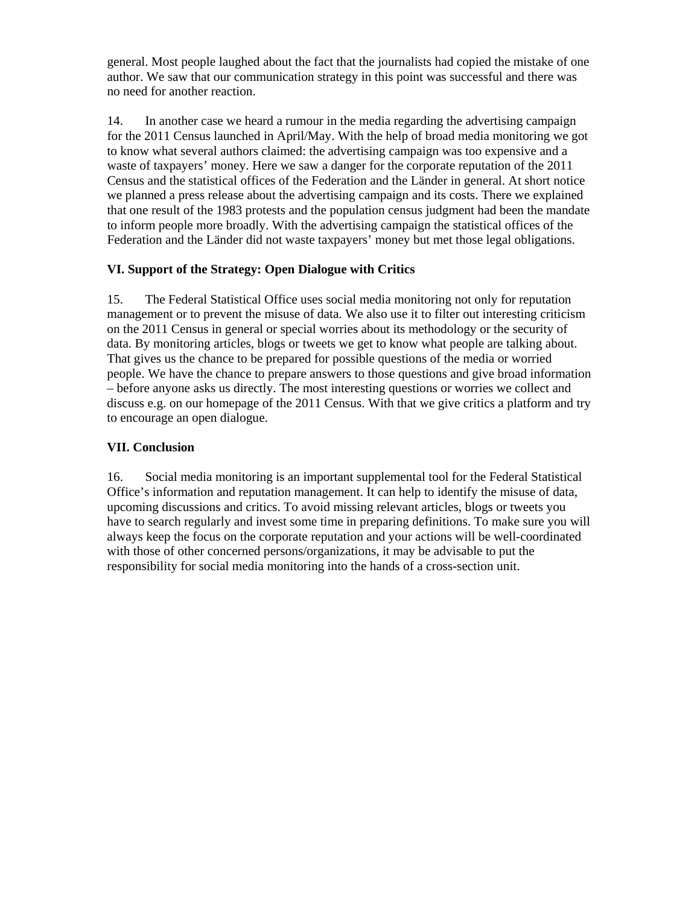general. Most people laughed about the fact that the journalists had copied the mistake of one author. We saw that our communication strategy in this point was successful and there was no need for another reaction.

14. In another case we heard a rumour in the media regarding the advertising campaign for the 2011 Census launched in April/May. With the help of broad media monitoring we got to know what several authors claimed: the advertising campaign was too expensive and a waste of taxpayers' money. Here we saw a danger for the corporate reputation of the 2011 Census and the statistical offices of the Federation and the Länder in general. At short notice we planned a press release about the advertising campaign and its costs. There we explained that one result of the 1983 protests and the population census judgment had been the mandate to inform people more broadly. With the advertising campaign the statistical offices of the Federation and the Länder did not waste taxpayers' money but met those legal obligations.

## VI. Support of the Strategy: Open Dialogue with Critics

15. The Federal Statistical Office uses social media monitoring not only for reputation management or to prevent the misuse of data. We also use it to filter out interesting criticism on the 2011 Census in general or special worries about its methodology or the security of data. By monitoring articles, blogs or tweets we get to know what people are talking about. That gives us the chance to be prepared for possible questions of the media or worried people. We have the chance to prepare answers to those questions and give broad information – before anyone asks us directly. The most interesting questions or worries we collect and discuss e.g. on our homepage of the 2011 Census. With that we give critics a platform and try to encourage an open dialogue.

## VII. Conclusion

16. Social media monitoring is an important supplemental tool for the Federal Statistical Office's information and reputation management. It can help to identify the misuse of data, upcoming discussions and critics. To avoid missing relevant articles, blogs or tweets you have to search regularly and invest some time in preparing definitions. To make sure you will always keep the focus on the corporate reputation and your actions will be well-coordinated with those of other concerned persons/organizations, it may be advisable to put the responsibility for social media monitoring into the hands of a cross-section unit.